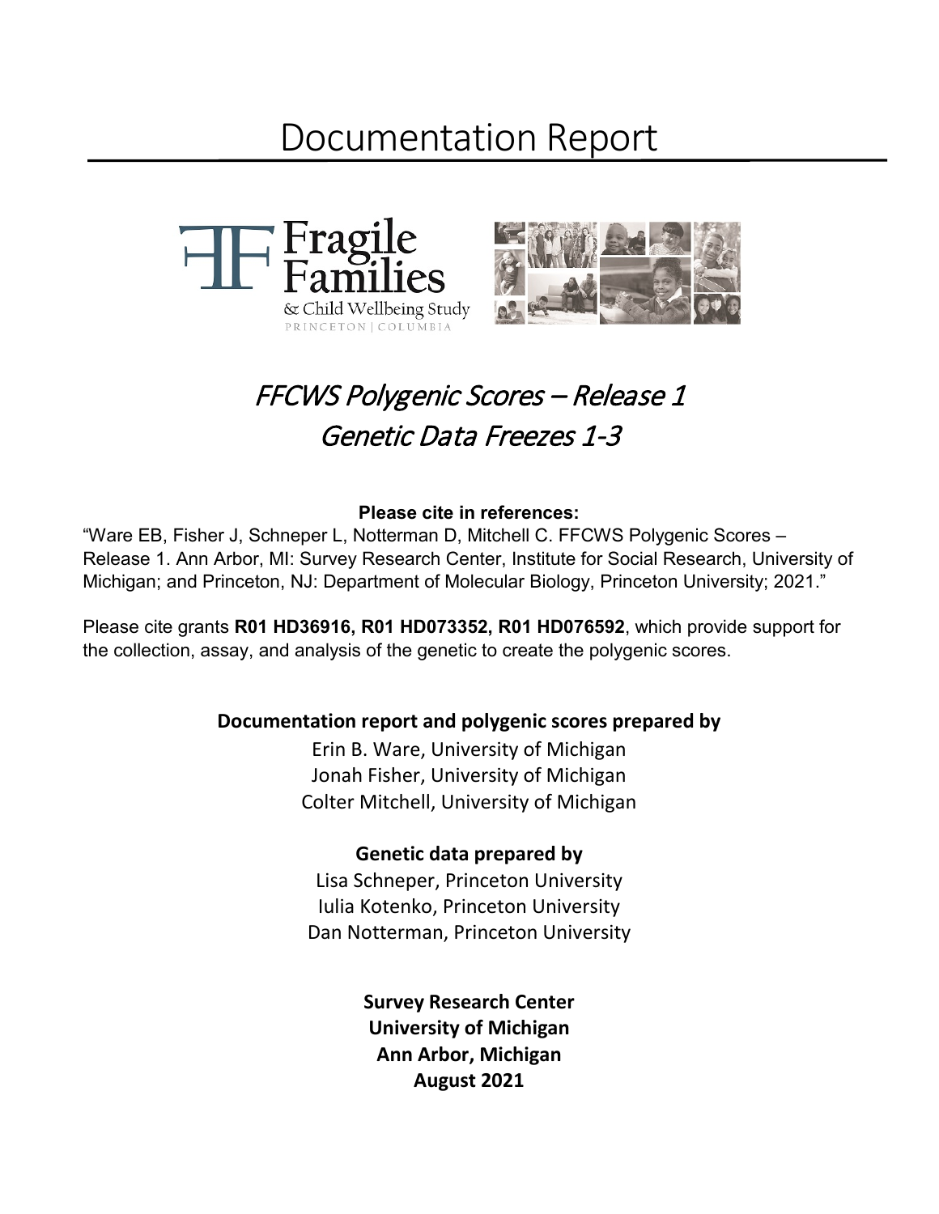# Documentation Report

Fragile Families & Child Wellbeing Study

PRINCETON | COLUMBIA

## *FFCWS Polygenic Scores – Release 1*
## *Genetic Data Freezes 1-3*

**Please cite in references:**

"Ware EB, Fisher J, Schneper L, Notterman D, Mitchell C. FFCWS Polygenic Scores – Release 1. Ann Arbor, MI: Survey Research Center, Institute for Social Research, University of Michigan; and Princeton, NJ: Department of Molecular Biology, Princeton University; 2021."

Please cite grants **R01 HD36916, R01 HD073352, R01 HD076592**, which provide support for the collection, assay, and analysis of the genetic to create the polygenic scores.

**Documentation report and polygenic scores prepared by**

Erin B. Ware, University of Michigan
Jonah Fisher, University of Michigan
Colter Mitchell, University of Michigan

**Genetic data prepared by**

Lisa Schneper, Princeton University
Iulia Kotenko, Princeton University
Dan Notterman, Princeton University

**Survey Research Center**
**University of Michigan**
**Ann Arbor, Michigan**
**August 2021**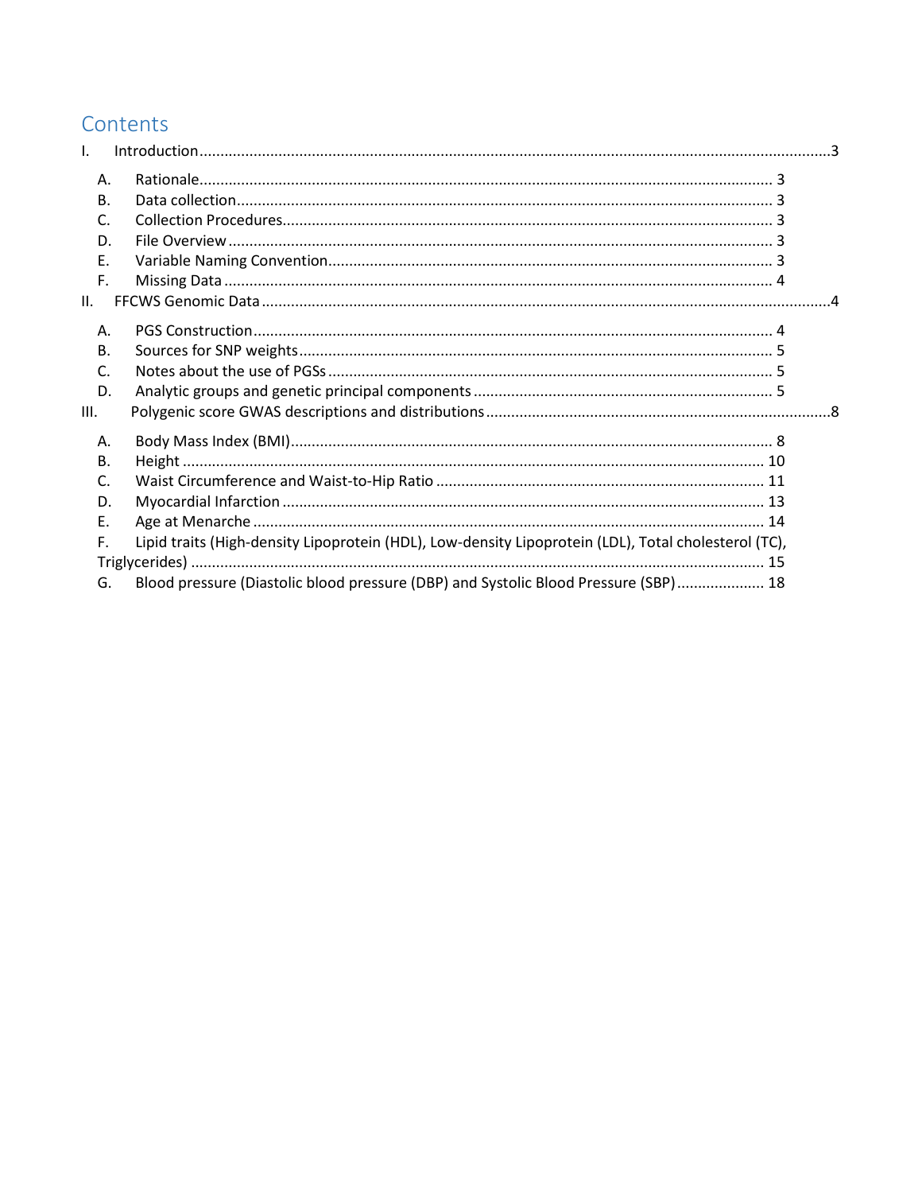# Contents

- I. Introduction ..... 3
  - A. Rationale ..... 3
  - B. Data collection ..... 3
  - C. Collection Procedures ..... 3
  - D. File Overview ..... 3
  - E. Variable Naming Convention ..... 3
  - F. Missing Data ..... 4
- II. FFCWS Genomic Data ..... 4
  - A. PGS Construction ..... 4
  - B. Sources for SNP weights ..... 5
  - C. Notes about the use of PGSs ..... 5
  - D. Analytic groups and genetic principal components ..... 5
- III. Polygenic score GWAS descriptions and distributions ..... 8
  - A. Body Mass Index (BMI) ..... 8
  - B. Height ..... 10
  - C. Waist Circumference and Waist-to-Hip Ratio ..... 11
  - D. Myocardial Infarction ..... 13
  - E. Age at Menarche ..... 14
  - F. Lipid traits (High-density Lipoprotein (HDL), Low-density Lipoprotein (LDL), Total cholesterol (TC), Triglycerides) ..... 15
  - G. Blood pressure (Diastolic blood pressure (DBP) and Systolic Blood Pressure (SBP) ..... 18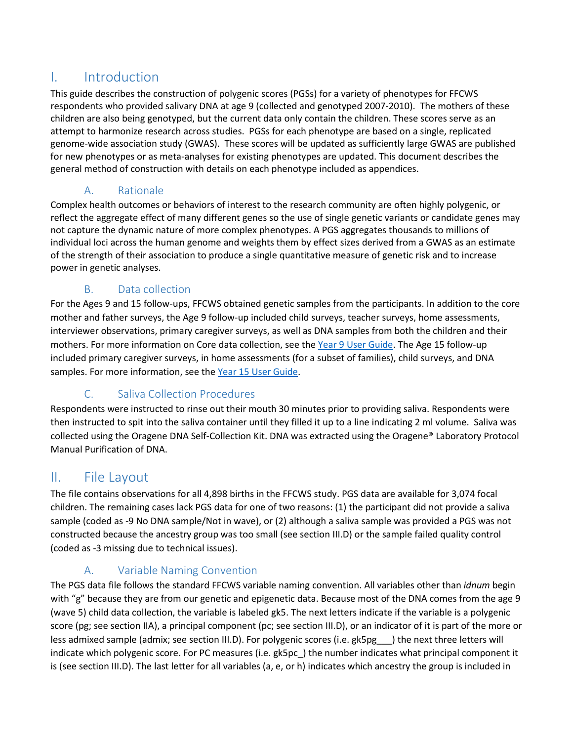# I. Introduction

This guide describes the construction of polygenic scores (PGSs) for a variety of phenotypes for FFCWS respondents who provided salivary DNA at age 9 (collected and genotyped 2007-2010). The mothers of these children are also being genotyped, but the current data only contain the children. These scores serve as an attempt to harmonize research across studies. PGSs for each phenotype are based on a single, replicated genome-wide association study (GWAS). These scores will be updated as sufficiently large GWAS are published for new phenotypes or as meta-analyses for existing phenotypes are updated. This document describes the general method of construction with details on each phenotype included as appendices.

## A. Rationale

Complex health outcomes or behaviors of interest to the research community are often highly polygenic, or reflect the aggregate effect of many different genes so the use of single genetic variants or candidate genes may not capture the dynamic nature of more complex phenotypes. A PGS aggregates thousands to millions of individual loci across the human genome and weights them by effect sizes derived from a GWAS as an estimate of the strength of their association to produce a single quantitative measure of genetic risk and to increase power in genetic analyses.

## B. Data collection

For the Ages 9 and 15 follow-ups, FFCWS obtained genetic samples from the participants. In addition to the core mother and father surveys, the Age 9 follow-up included child surveys, teacher surveys, home assessments, interviewer observations, primary caregiver surveys, as well as DNA samples from both the children and their mothers. For more information on Core data collection, see the Year 9 User Guide. The Age 15 follow-up included primary caregiver surveys, in home assessments (for a subset of families), child surveys, and DNA samples. For more information, see the Year 15 User Guide.

## C. Saliva Collection Procedures

Respondents were instructed to rinse out their mouth 30 minutes prior to providing saliva. Respondents were then instructed to spit into the saliva container until they filled it up to a line indicating 2 ml volume. Saliva was collected using the Oragene DNA Self-Collection Kit. DNA was extracted using the Oragene® Laboratory Protocol Manual Purification of DNA.

# II. File Layout

The file contains observations for all 4,898 births in the FFCWS study. PGS data are available for 3,074 focal children. The remaining cases lack PGS data for one of two reasons: (1) the participant did not provide a saliva sample (coded as -9 No DNA sample/Not in wave), or (2) although a saliva sample was provided a PGS was not constructed because the ancestry group was too small (see section III.D) or the sample failed quality control (coded as -3 missing due to technical issues).

## A. Variable Naming Convention

The PGS data file follows the standard FFCWS variable naming convention. All variables other than *idnum* begin with "g" because they are from our genetic and epigenetic data. Because most of the DNA comes from the age 9 (wave 5) child data collection, the variable is labeled gk5. The next letters indicate if the variable is a polygenic score (pg; see section IIA), a principal component (pc; see section III.D), or an indicator of it is part of the more or less admixed sample (admix; see section III.D). For polygenic scores (i.e. gk5pg___) the next three letters will indicate which polygenic score. For PC measures (i.e. gk5pc_) the number indicates what principal component it is (see section III.D). The last letter for all variables (a, e, or h) indicates which ancestry the group is included in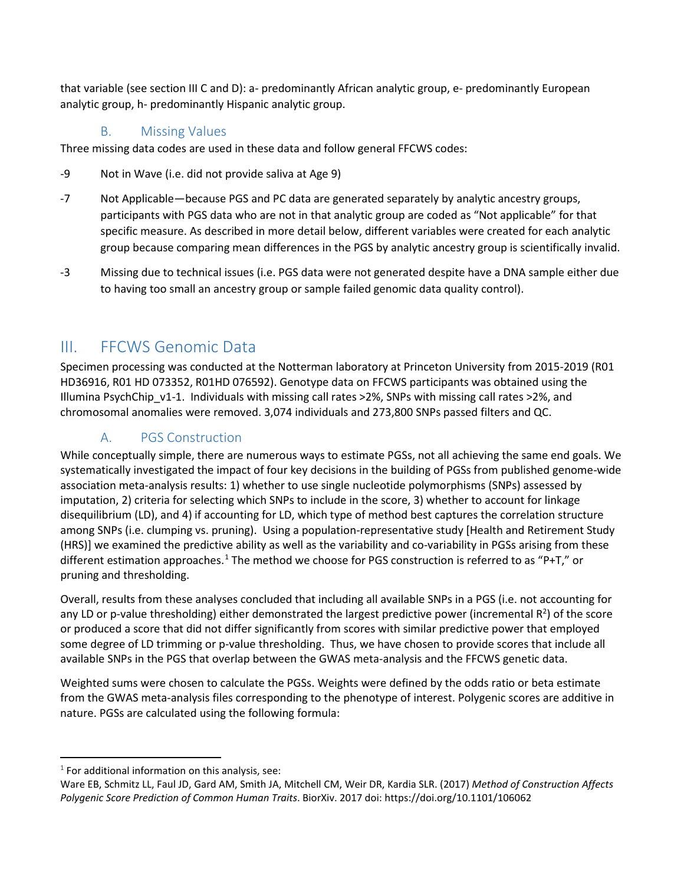that variable (see section III C and D): a- predominantly African analytic group, e- predominantly European analytic group, h- predominantly Hispanic analytic group.

### B. Missing Values

Three missing data codes are used in these data and follow general FFCWS codes:

-9 Not in Wave (i.e. did not provide saliva at Age 9)

-7 Not Applicable—because PGS and PC data are generated separately by analytic ancestry groups, participants with PGS data who are not in that analytic group are coded as "Not applicable" for that specific measure. As described in more detail below, different variables were created for each analytic group because comparing mean differences in the PGS by analytic ancestry group is scientifically invalid.

-3 Missing due to technical issues (i.e. PGS data were not generated despite have a DNA sample either due to having too small an ancestry group or sample failed genomic data quality control).

## III. FFCWS Genomic Data

Specimen processing was conducted at the Notterman laboratory at Princeton University from 2015-2019 (R01 HD36916, R01 HD 073352, R01HD 076592). Genotype data on FFCWS participants was obtained using the Illumina PsychChip_v1-1. Individuals with missing call rates >2%, SNPs with missing call rates >2%, and chromosomal anomalies were removed. 3,074 individuals and 273,800 SNPs passed filters and QC.

### A. PGS Construction

While conceptually simple, there are numerous ways to estimate PGSs, not all achieving the same end goals. We systematically investigated the impact of four key decisions in the building of PGSs from published genome-wide association meta-analysis results: 1) whether to use single nucleotide polymorphisms (SNPs) assessed by imputation, 2) criteria for selecting which SNPs to include in the score, 3) whether to account for linkage disequilibrium (LD), and 4) if accounting for LD, which type of method best captures the correlation structure among SNPs (i.e. clumping vs. pruning). Using a population-representative study [Health and Retirement Study (HRS)] we examined the predictive ability as well as the variability and co-variability in PGSs arising from these different estimation approaches.[1] The method we choose for PGS construction is referred to as "P+T," or pruning and thresholding.

Overall, results from these analyses concluded that including all available SNPs in a PGS (i.e. not accounting for any LD or p-value thresholding) either demonstrated the largest predictive power (incremental $R^2$) of the score or produced a score that did not differ significantly from scores with similar predictive power that employed some degree of LD trimming or p-value thresholding. Thus, we have chosen to provide scores that include all available SNPs in the PGS that overlap between the GWAS meta-analysis and the FFCWS genetic data.

Weighted sums were chosen to calculate the PGSs. Weights were defined by the odds ratio or beta estimate from the GWAS meta-analysis files corresponding to the phenotype of interest. Polygenic scores are additive in nature. PGSs are calculated using the following formula:

[1] For additional information on this analysis, see:
Ware EB, Schmitz LL, Faul JD, Gard AM, Smith JA, Mitchell CM, Weir DR, Kardia SLR. (2017) *Method of Construction Affects Polygenic Score Prediction of Common Human Traits*. BiorXiv. 2017 doi: https://doi.org/10.1101/106062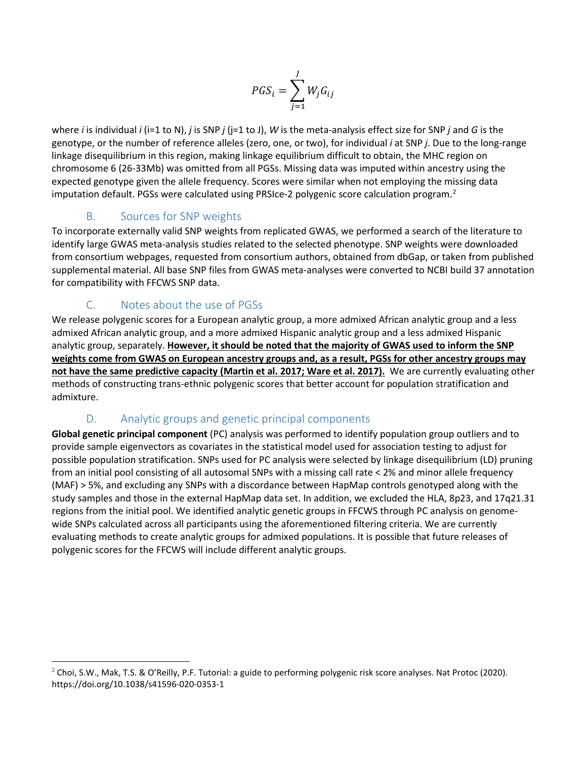$$PGS_i = \sum_{j=1}^{J} W_j G_{ij}$$

where *i* is individual *i* (i=1 to N), *j* is SNP *j* (j=1 to J), *W* is the meta-analysis effect size for SNP *j* and *G* is the genotype, or the number of reference alleles (zero, one, or two), for individual *i* at SNP *j*. Due to the long-range linkage disequilibrium in this region, making linkage equilibrium difficult to obtain, the MHC region on chromosome 6 (26-33Mb) was omitted from all PGSs. Missing data was imputed within ancestry using the expected genotype given the allele frequency. Scores were similar when not employing the missing data imputation default. PGSs were calculated using PRSIce-2 polygenic score calculation program.[2]

## B. Sources for SNP weights

To incorporate externally valid SNP weights from replicated GWAS, we performed a search of the literature to identify large GWAS meta-analysis studies related to the selected phenotype. SNP weights were downloaded from consortium webpages, requested from consortium authors, obtained from dbGap, or taken from published supplemental material. All base SNP files from GWAS meta-analyses were converted to NCBI build 37 annotation for compatibility with FFCWS SNP data.

## C. Notes about the use of PGSs

We release polygenic scores for a European analytic group, a more admixed African analytic group and a less admixed African analytic group, and a more admixed Hispanic analytic group and a less admixed Hispanic analytic group, separately. **However, it should be noted that the majority of GWAS used to inform the SNP weights come from GWAS on European ancestry groups and, as a result, PGSs for other ancestry groups may not have the same predictive capacity (Martin et al. 2017; Ware et al. 2017).** We are currently evaluating other methods of constructing trans-ethnic polygenic scores that better account for population stratification and admixture.

## D. Analytic groups and genetic principal components

**Global genetic principal component** (PC) analysis was performed to identify population group outliers and to provide sample eigenvectors as covariates in the statistical model used for association testing to adjust for possible population stratification. SNPs used for PC analysis were selected by linkage disequilibrium (LD) pruning from an initial pool consisting of all autosomal SNPs with a missing call rate < 2% and minor allele frequency (MAF) > 5%, and excluding any SNPs with a discordance between HapMap controls genotyped along with the study samples and those in the external HapMap data set. In addition, we excluded the HLA, 8p23, and 17q21.31 regions from the initial pool. We identified analytic genetic groups in FFCWS through PC analysis on genome-wide SNPs calculated across all participants using the aforementioned filtering criteria. We are currently evaluating methods to create analytic groups for admixed populations. It is possible that future releases of polygenic scores for the FFCWS will include different analytic groups.

---

[2] Choi, S.W., Mak, T.S. & O'Reilly, P.F. Tutorial: a guide to performing polygenic risk score analyses. Nat Protoc (2020). https://doi.org/10.1038/s41596-020-0353-1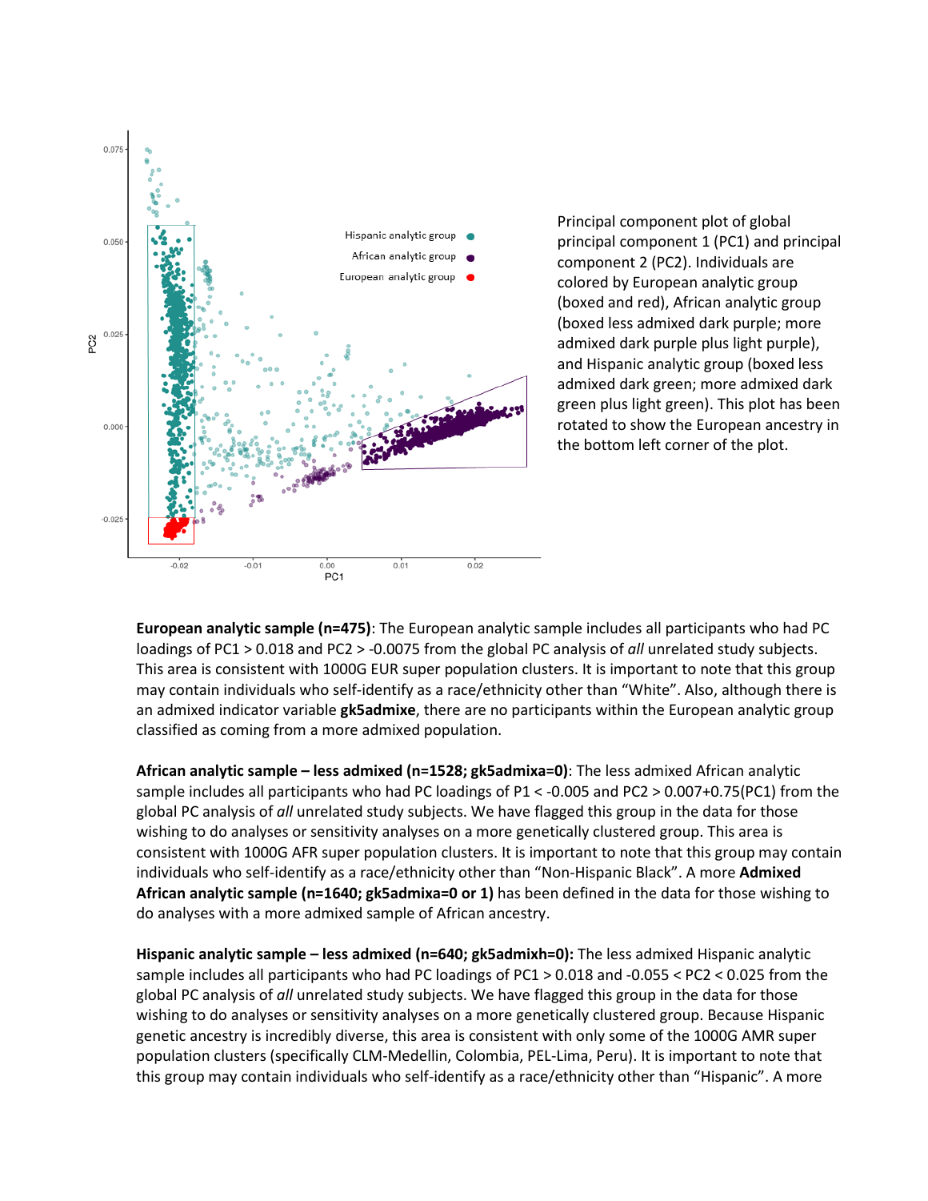Principal component plot of global principal component 1 (PC1) and principal component 2 (PC2). Individuals are colored by European analytic group (boxed and red), African analytic group (boxed less admixed dark purple; more admixed dark purple plus light purple), and Hispanic analytic group (boxed less admixed dark green; more admixed dark green plus light green). This plot has been rotated to show the European ancestry in the bottom left corner of the plot.

**European analytic sample (n=475)**: The European analytic sample includes all participants who had PC loadings of PC1 > 0.018 and PC2 > -0.0075 from the global PC analysis of *all* unrelated study subjects. This area is consistent with 1000G EUR super population clusters. It is important to note that this group may contain individuals who self-identify as a race/ethnicity other than "White". Also, although there is an admixed indicator variable **gk5admixe**, there are no participants within the European analytic group classified as coming from a more admixed population.

**African analytic sample – less admixed (n=1528; gk5admixa=0)**: The less admixed African analytic sample includes all participants who had PC loadings of P1 < -0.005 and PC2 > 0.007+0.75(PC1) from the global PC analysis of *all* unrelated study subjects. We have flagged this group in the data for those wishing to do analyses or sensitivity analyses on a more genetically clustered group. This area is consistent with 1000G AFR super population clusters. It is important to note that this group may contain individuals who self-identify as a race/ethnicity other than "Non-Hispanic Black". A more **Admixed African analytic sample (n=1640; gk5admixa=0 or 1)** has been defined in the data for those wishing to do analyses with a more admixed sample of African ancestry.

**Hispanic analytic sample – less admixed (n=640; gk5admixh=0):** The less admixed Hispanic analytic sample includes all participants who had PC loadings of PC1 > 0.018 and -0.055 < PC2 < 0.025 from the global PC analysis of *all* unrelated study subjects. We have flagged this group in the data for those wishing to do analyses or sensitivity analyses on a more genetically clustered group. Because Hispanic genetic ancestry is incredibly diverse, this area is consistent with only some of the 1000G AMR super population clusters (specifically CLM-Medellin, Colombia, PEL-Lima, Peru). It is important to note that this group may contain individuals who self-identify as a race/ethnicity other than "Hispanic". A more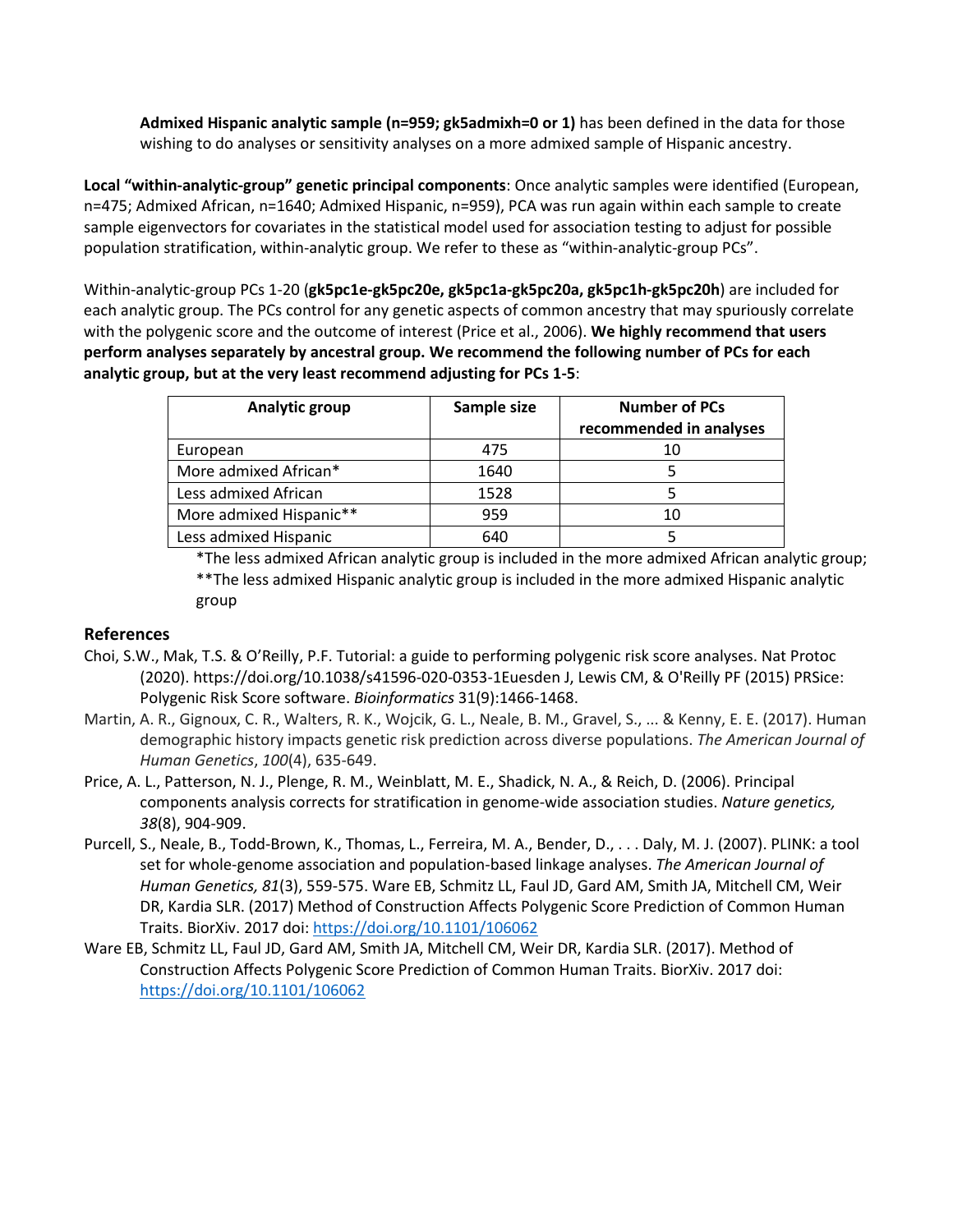**Admixed Hispanic analytic sample (n=959; gk5admixh=0 or 1)** has been defined in the data for those wishing to do analyses or sensitivity analyses on a more admixed sample of Hispanic ancestry.

**Local "within-analytic-group" genetic principal components**: Once analytic samples were identified (European, n=475; Admixed African, n=1640; Admixed Hispanic, n=959), PCA was run again within each sample to create sample eigenvectors for covariates in the statistical model used for association testing to adjust for possible population stratification, within-analytic group. We refer to these as "within-analytic-group PCs".

Within-analytic-group PCs 1-20 (**gk5pc1e-gk5pc20e, gk5pc1a-gk5pc20a, gk5pc1h-gk5pc20h**) are included for each analytic group. The PCs control for any genetic aspects of common ancestry that may spuriously correlate with the polygenic score and the outcome of interest (Price et al., 2006). **We highly recommend that users perform analyses separately by ancestral group. We recommend the following number of PCs for each analytic group, but at the very least recommend adjusting for PCs 1-5**:

| Analytic group | Sample size | Number of PCs recommended in analyses |
|---|---|---|
| European | 475 | 10 |
| More admixed African* | 1640 | 5 |
| Less admixed African | 1528 | 5 |
| More admixed Hispanic** | 959 | 10 |
| Less admixed Hispanic | 640 | 5 |

*The less admixed African analytic group is included in the more admixed African analytic group;
**The less admixed Hispanic analytic group is included in the more admixed Hispanic analytic group

## References

Choi, S.W., Mak, T.S. & O'Reilly, P.F. Tutorial: a guide to performing polygenic risk score analyses. Nat Protoc (2020). https://doi.org/10.1038/s41596-020-0353-1Euesden J, Lewis CM, & O'Reilly PF (2015) PRSice: Polygenic Risk Score software. *Bioinformatics* 31(9):1466-1468.

Martin, A. R., Gignoux, C. R., Walters, R. K., Wojcik, G. L., Neale, B. M., Gravel, S., ... & Kenny, E. E. (2017). Human demographic history impacts genetic risk prediction across diverse populations. *The American Journal of Human Genetics*, *100*(4), 635-649.

Price, A. L., Patterson, N. J., Plenge, R. M., Weinblatt, M. E., Shadick, N. A., & Reich, D. (2006). Principal components analysis corrects for stratification in genome-wide association studies. *Nature genetics, 38*(8), 904-909.

Purcell, S., Neale, B., Todd-Brown, K., Thomas, L., Ferreira, M. A., Bender, D., . . . Daly, M. J. (2007). PLINK: a tool set for whole-genome association and population-based linkage analyses. *The American Journal of Human Genetics, 81*(3), 559-575. Ware EB, Schmitz LL, Faul JD, Gard AM, Smith JA, Mitchell CM, Weir DR, Kardia SLR. (2017) Method of Construction Affects Polygenic Score Prediction of Common Human Traits. BiorXiv. 2017 doi: https://doi.org/10.1101/106062

Ware EB, Schmitz LL, Faul JD, Gard AM, Smith JA, Mitchell CM, Weir DR, Kardia SLR. (2017). Method of Construction Affects Polygenic Score Prediction of Common Human Traits. BiorXiv. 2017 doi: https://doi.org/10.1101/106062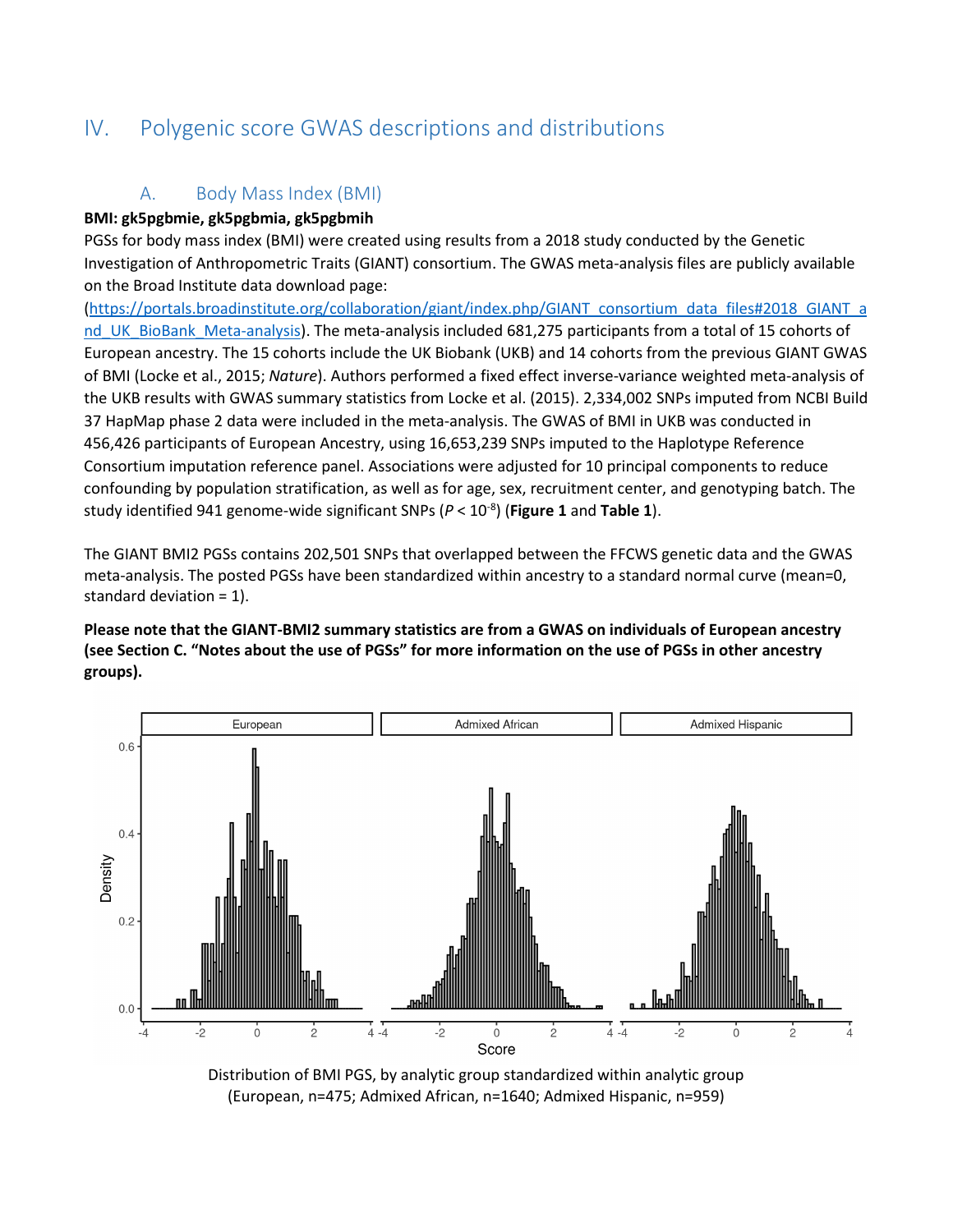# IV. Polygenic score GWAS descriptions and distributions

## A. Body Mass Index (BMI)

**BMI: gk5pgbmie, gk5pgbmia, gk5pgbmih**

PGSs for body mass index (BMI) were created using results from a 2018 study conducted by the Genetic Investigation of Anthropometric Traits (GIANT) consortium. The GWAS meta-analysis files are publicly available on the Broad Institute data download page: (https://portals.broadinstitute.org/collaboration/giant/index.php/GIANT_consortium_data_files#2018_GIANT_and_UK_BioBank_Meta-analysis). The meta-analysis included 681,275 participants from a total of 15 cohorts of European ancestry. The 15 cohorts include the UK Biobank (UKB) and 14 cohorts from the previous GIANT GWAS of BMI (Locke et al., 2015; *Nature*). Authors performed a fixed effect inverse-variance weighted meta-analysis of the UKB results with GWAS summary statistics from Locke et al. (2015). 2,334,002 SNPs imputed from NCBI Build 37 HapMap phase 2 data were included in the meta-analysis. The GWAS of BMI in UKB was conducted in 456,426 participants of European Ancestry, using 16,653,239 SNPs imputed to the Haplotype Reference Consortium imputation reference panel. Associations were adjusted for 10 principal components to reduce confounding by population stratification, as well as for age, sex, recruitment center, and genotyping batch. The study identified 941 genome-wide significant SNPs ($P < 10^{-8}$) (**Figure 1** and **Table 1**).

The GIANT BMI2 PGSs contains 202,501 SNPs that overlapped between the FFCWS genetic data and the GWAS meta-analysis. The posted PGSs have been standardized within ancestry to a standard normal curve (mean=0, standard deviation = 1).

**Please note that the GIANT-BMI2 summary statistics are from a GWAS on individuals of European ancestry (see Section C. "Notes about the use of PGSs" for more information on the use of PGSs in other ancestry groups).**

Distribution of BMI PGS, by analytic group standardized within analytic group (European, n=475; Admixed African, n=1640; Admixed Hispanic, n=959)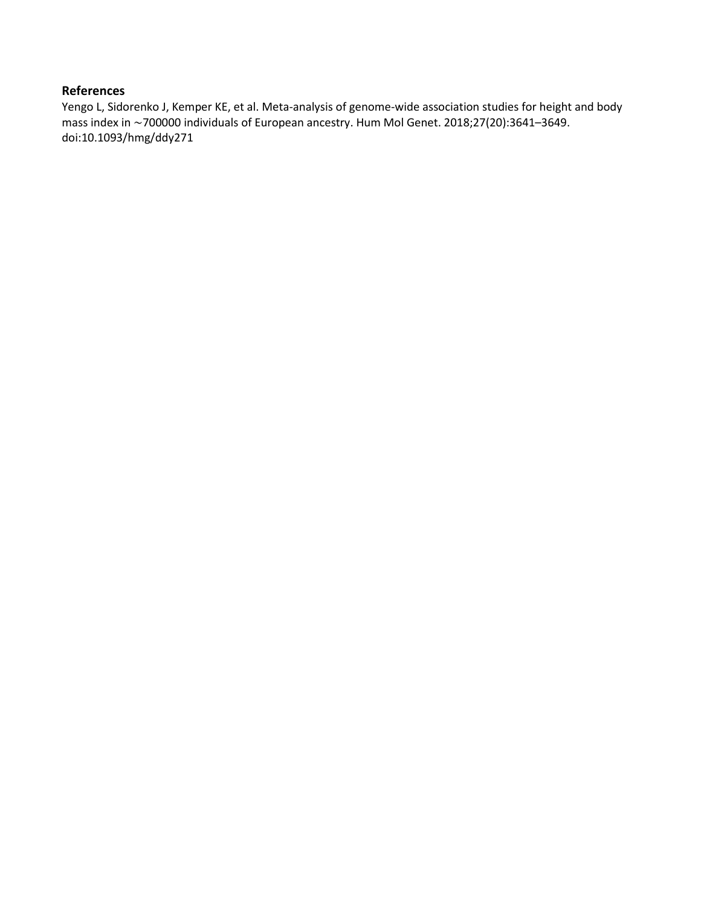### References

Yengo L, Sidorenko J, Kemper KE, et al. Meta-analysis of genome-wide association studies for height and body mass index in ∼700000 individuals of European ancestry. Hum Mol Genet. 2018;27(20):3641–3649. doi:10.1093/hmg/ddy271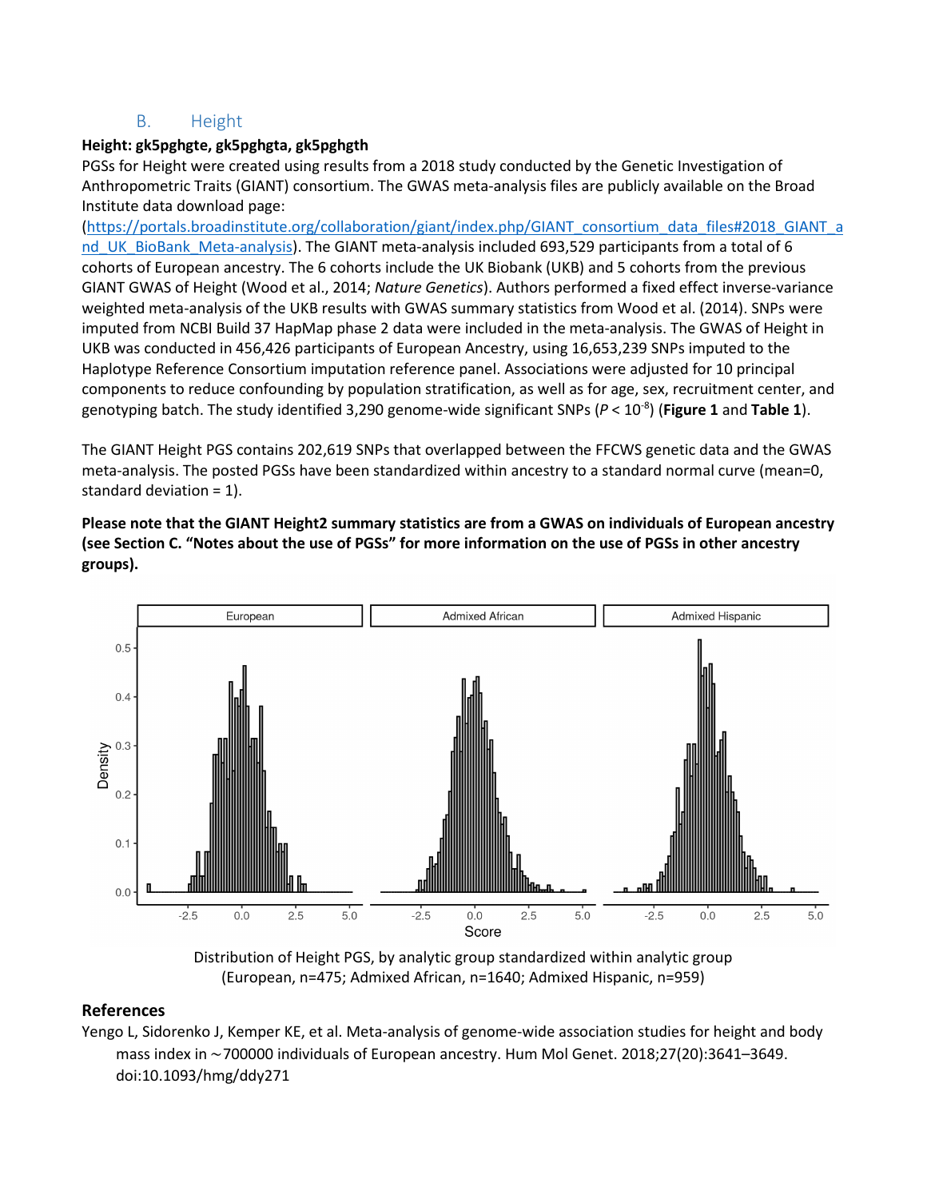## B. Height

**Height: gk5pghgte, gk5pghgta, gk5pghgth**

PGSs for Height were created using results from a 2018 study conducted by the Genetic Investigation of Anthropometric Traits (GIANT) consortium. The GWAS meta-analysis files are publicly available on the Broad Institute data download page: (https://portals.broadinstitute.org/collaboration/giant/index.php/GIANT_consortium_data_files#2018_GIANT_and_UK_BioBank_Meta-analysis). The GIANT meta-analysis included 693,529 participants from a total of 6 cohorts of European ancestry. The 6 cohorts include the UK Biobank (UKB) and 5 cohorts from the previous GIANT GWAS of Height (Wood et al., 2014; *Nature Genetics*). Authors performed a fixed effect inverse-variance weighted meta-analysis of the UKB results with GWAS summary statistics from Wood et al. (2014). SNPs were imputed from NCBI Build 37 HapMap phase 2 data were included in the meta-analysis. The GWAS of Height in UKB was conducted in 456,426 participants of European Ancestry, using 16,653,239 SNPs imputed to the Haplotype Reference Consortium imputation reference panel. Associations were adjusted for 10 principal components to reduce confounding by population stratification, as well as for age, sex, recruitment center, and genotyping batch. The study identified 3,290 genome-wide significant SNPs ($P < 10^{-8}$) (**Figure 1** and **Table 1**).

The GIANT Height PGS contains 202,619 SNPs that overlapped between the FFCWS genetic data and the GWAS meta-analysis. The posted PGSs have been standardized within ancestry to a standard normal curve (mean=0, standard deviation = 1).

**Please note that the GIANT Height2 summary statistics are from a GWAS on individuals of European ancestry (see Section C. "Notes about the use of PGSs" for more information on the use of PGSs in other ancestry groups).**

Distribution of Height PGS, by analytic group standardized within analytic group (European, n=475; Admixed African, n=1640; Admixed Hispanic, n=959)

## References

Yengo L, Sidorenko J, Kemper KE, et al. Meta-analysis of genome-wide association studies for height and body mass index in ∼700000 individuals of European ancestry. Hum Mol Genet. 2018;27(20):3641–3649. doi:10.1093/hmg/ddy271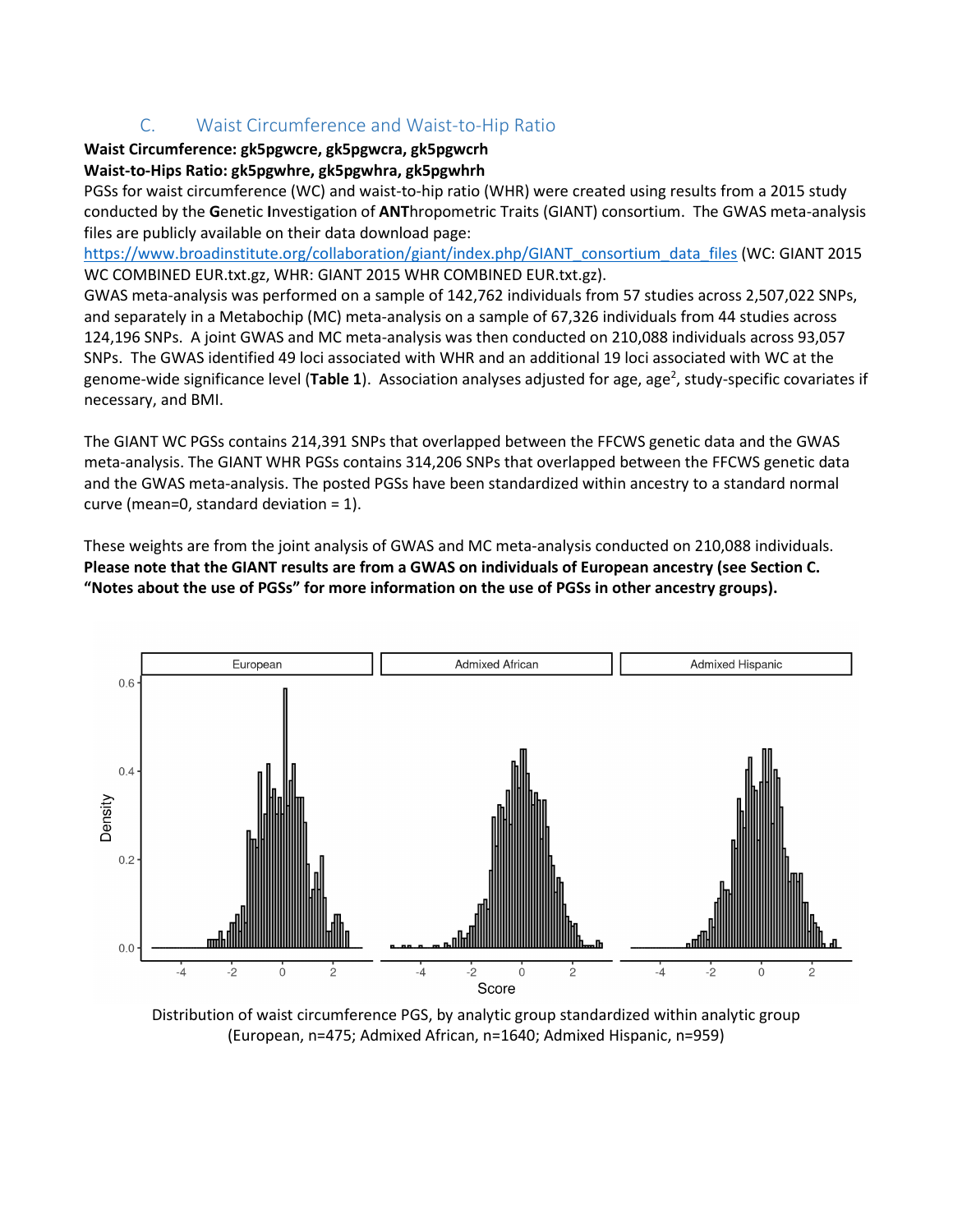### C. Waist Circumference and Waist-to-Hip Ratio

**Waist Circumference: gk5pgwcre, gk5pgwcra, gk5pgwcrh**
**Waist-to-Hips Ratio: gk5pgwhre, gk5pgwhra, gk5pgwhrh**

PGSs for waist circumference (WC) and waist-to-hip ratio (WHR) were created using results from a 2015 study conducted by the **G**enetic **I**nvestigation of **ANT**hropometric Traits (GIANT) consortium. The GWAS meta-analysis files are publicly available on their data download page: https://www.broadinstitute.org/collaboration/giant/index.php/GIANT_consortium_data_files (WC: GIANT 2015 WC COMBINED EUR.txt.gz, WHR: GIANT 2015 WHR COMBINED EUR.txt.gz).

GWAS meta-analysis was performed on a sample of 142,762 individuals from 57 studies across 2,507,022 SNPs, and separately in a Metabochip (MC) meta-analysis on a sample of 67,326 individuals from 44 studies across 124,196 SNPs. A joint GWAS and MC meta-analysis was then conducted on 210,088 individuals across 93,057 SNPs. The GWAS identified 49 loci associated with WHR and an additional 19 loci associated with WC at the genome-wide significance level (**Table 1**). Association analyses adjusted for age, age$^2$, study-specific covariates if necessary, and BMI.

The GIANT WC PGSs contains 214,391 SNPs that overlapped between the FFCWS genetic data and the GWAS meta-analysis. The GIANT WHR PGSs contains 314,206 SNPs that overlapped between the FFCWS genetic data and the GWAS meta-analysis. The posted PGSs have been standardized within ancestry to a standard normal curve (mean=0, standard deviation = 1).

These weights are from the joint analysis of GWAS and MC meta-analysis conducted on 210,088 individuals. **Please note that the GIANT results are from a GWAS on individuals of European ancestry (see Section C. "Notes about the use of PGSs" for more information on the use of PGSs in other ancestry groups).**

Distribution of waist circumference PGS, by analytic group standardized within analytic group (European, n=475; Admixed African, n=1640; Admixed Hispanic, n=959)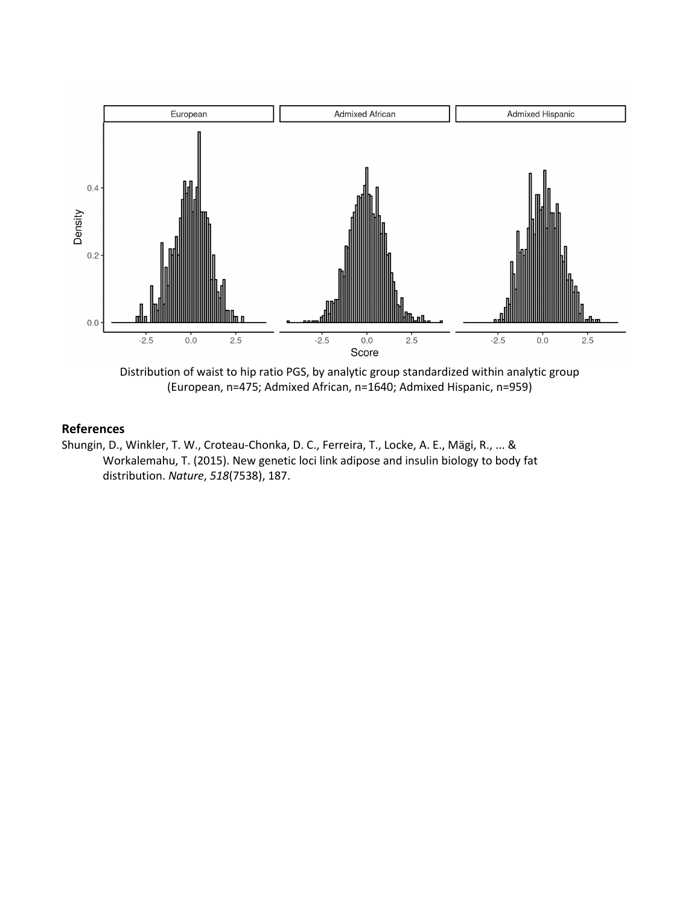Distribution of waist to hip ratio PGS, by analytic group standardized within analytic group (European, n=475; Admixed African, n=1640; Admixed Hispanic, n=959)

## References

Shungin, D., Winkler, T. W., Croteau-Chonka, D. C., Ferreira, T., Locke, A. E., Mägi, R., ... & Workalemahu, T. (2015). New genetic loci link adipose and insulin biology to body fat distribution. *Nature*, *518*(7538), 187.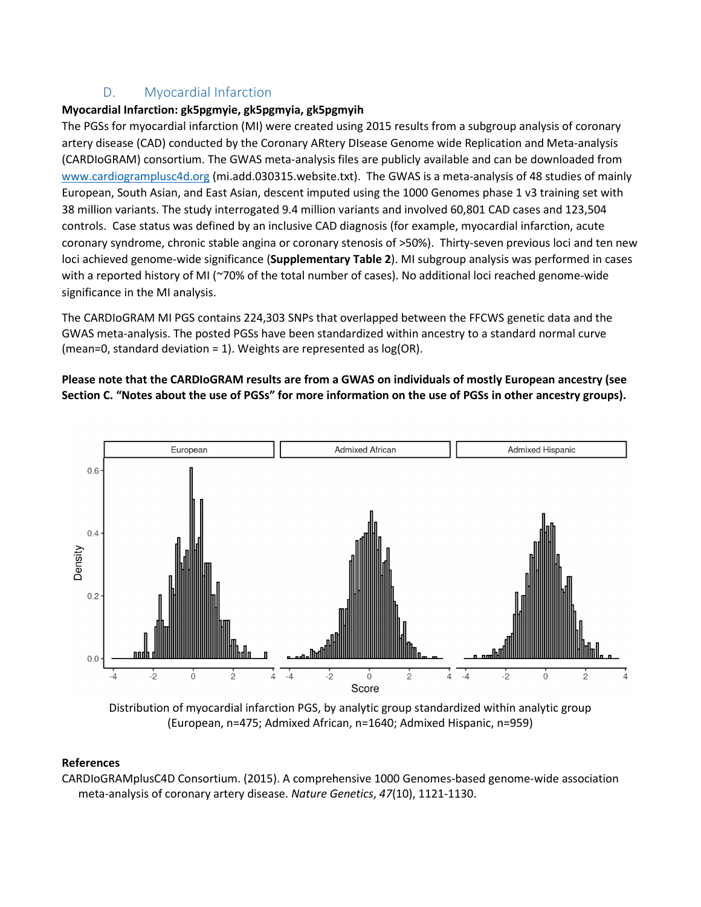## D. Myocardial Infarction

**Myocardial Infarction: gk5pgmyie, gk5pgmyia, gk5pgmyih**

The PGSs for myocardial infarction (MI) were created using 2015 results from a subgroup analysis of coronary artery disease (CAD) conducted by the Coronary ARtery DIsease Genome wide Replication and Meta-analysis (CARDIoGRAM) consortium. The GWAS meta-analysis files are publicly available and can be downloaded from [www.cardiogramplusc4d.org](http://www.cardiogramplusc4d.org) (mi.add.030315.website.txt). The GWAS is a meta-analysis of 48 studies of mainly European, South Asian, and East Asian, descent imputed using the 1000 Genomes phase 1 v3 training set with 38 million variants. The study interrogated 9.4 million variants and involved 60,801 CAD cases and 123,504 controls. Case status was defined by an inclusive CAD diagnosis (for example, myocardial infarction, acute coronary syndrome, chronic stable angina or coronary stenosis of >50%). Thirty-seven previous loci and ten new loci achieved genome-wide significance (**Supplementary Table 2**). MI subgroup analysis was performed in cases with a reported history of MI (~70% of the total number of cases). No additional loci reached genome-wide significance in the MI analysis.

The CARDIoGRAM MI PGS contains 224,303 SNPs that overlapped between the FFCWS genetic data and the GWAS meta-analysis. The posted PGSs have been standardized within ancestry to a standard normal curve (mean=0, standard deviation = 1). Weights are represented as log(OR).

**Please note that the CARDIoGRAM results are from a GWAS on individuals of mostly European ancestry (see Section C. "Notes about the use of PGSs" for more information on the use of PGSs in other ancestry groups).**

Distribution of myocardial infarction PGS, by analytic group standardized within analytic group (European, n=475; Admixed African, n=1640; Admixed Hispanic, n=959)

### References

CARDIoGRAMplusC4D Consortium. (2015). A comprehensive 1000 Genomes-based genome-wide association meta-analysis of coronary artery disease. *Nature Genetics*, *47*(10), 1121-1130.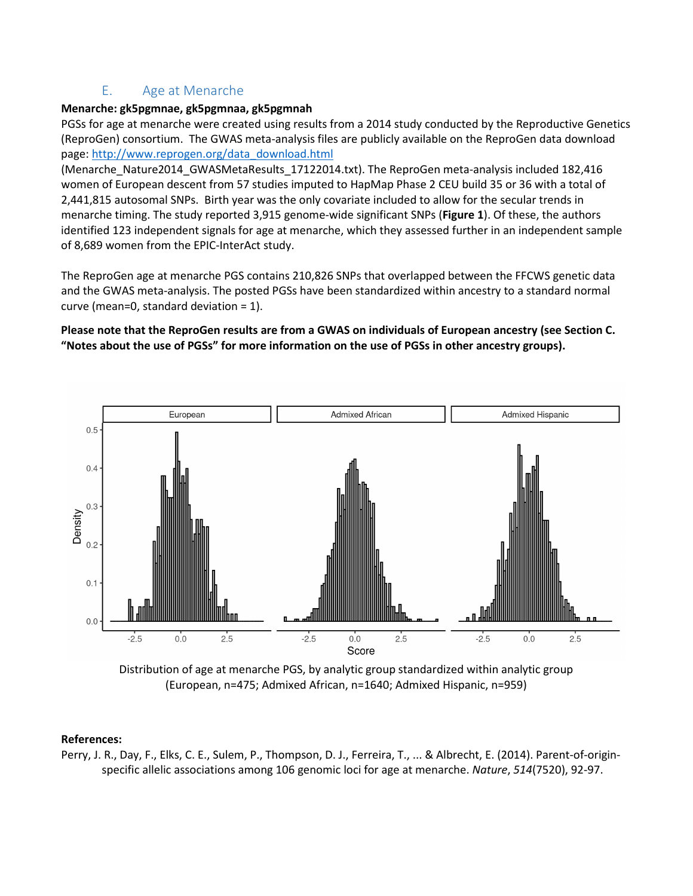## E. Age at Menarche

**Menarche: gk5pgmnae, gk5pgmnaa, gk5pgmnah**

PGSs for age at menarche were created using results from a 2014 study conducted by the Reproductive Genetics (ReproGen) consortium. The GWAS meta-analysis files are publicly available on the ReproGen data download page: http://www.reprogen.org/data_download.html (Menarche_Nature2014_GWASMetaResults_17122014.txt). The ReproGen meta-analysis included 182,416 women of European descent from 57 studies imputed to HapMap Phase 2 CEU build 35 or 36 with a total of 2,441,815 autosomal SNPs. Birth year was the only covariate included to allow for the secular trends in menarche timing. The study reported 3,915 genome-wide significant SNPs (**Figure 1**). Of these, the authors identified 123 independent signals for age at menarche, which they assessed further in an independent sample of 8,689 women from the EPIC-InterAct study.

The ReproGen age at menarche PGS contains 210,826 SNPs that overlapped between the FFCWS genetic data and the GWAS meta-analysis. The posted PGSs have been standardized within ancestry to a standard normal curve (mean=0, standard deviation = 1).

**Please note that the ReproGen results are from a GWAS on individuals of European ancestry (see Section C. "Notes about the use of PGSs" for more information on the use of PGSs in other ancestry groups).**

Distribution of age at menarche PGS, by analytic group standardized within analytic group (European, n=475; Admixed African, n=1640; Admixed Hispanic, n=959)

**References:**

Perry, J. R., Day, F., Elks, C. E., Sulem, P., Thompson, D. J., Ferreira, T., ... & Albrecht, E. (2014). Parent-of-origin-specific allelic associations among 106 genomic loci for age at menarche. *Nature*, *514*(7520), 92-97.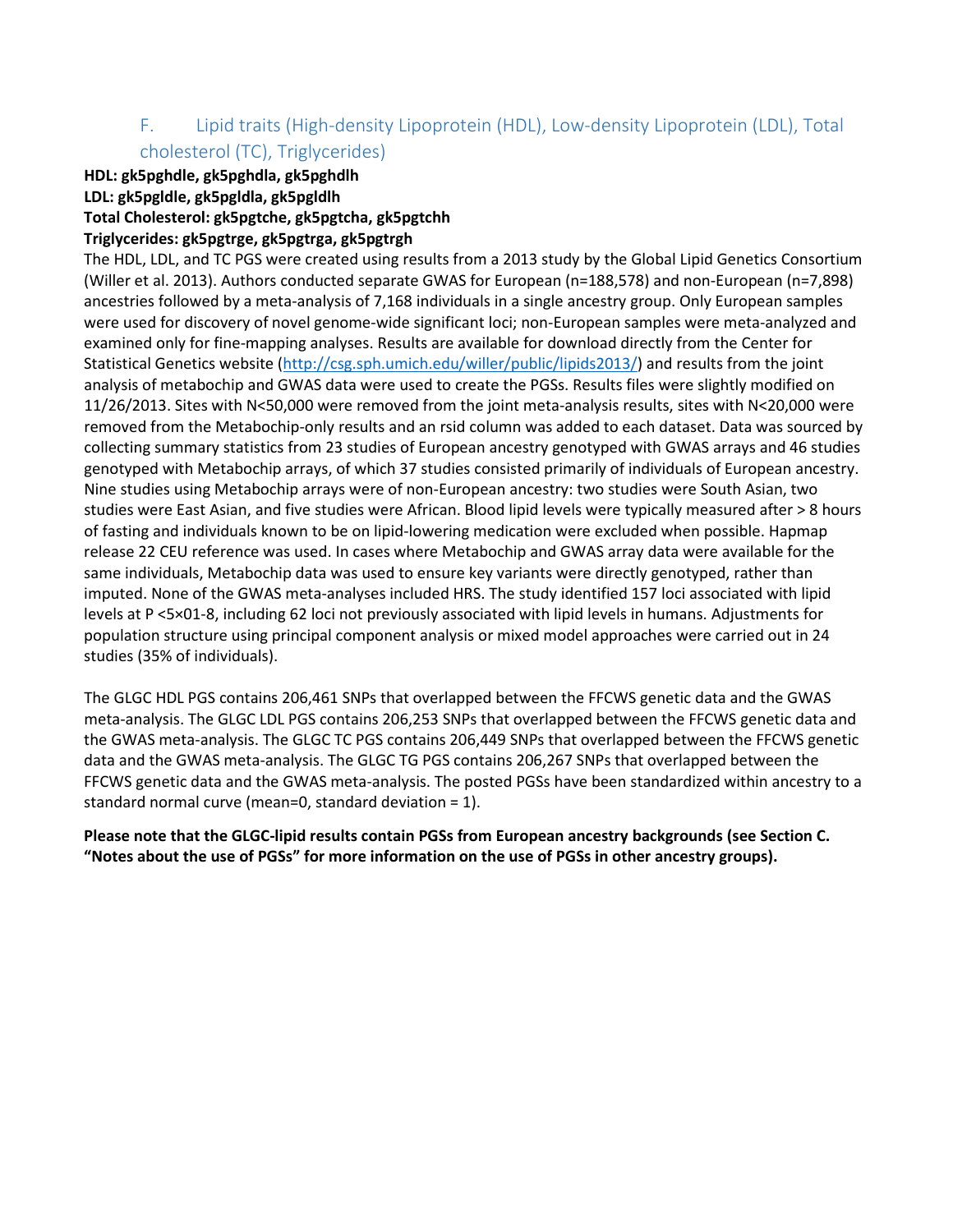### F. Lipid traits (High-density Lipoprotein (HDL), Low-density Lipoprotein (LDL), Total cholesterol (TC), Triglycerides)

**HDL: gk5pghdle, gk5pghdla, gk5pghdlh**
**LDL: gk5pgldle, gk5pgldla, gk5pgldlh**
**Total Cholesterol: gk5pgtche, gk5pgtcha, gk5pgtchh**
**Triglycerides: gk5pgtrge, gk5pgtrga, gk5pgtrgh**

The HDL, LDL, and TC PGS were created using results from a 2013 study by the Global Lipid Genetics Consortium (Willer et al. 2013). Authors conducted separate GWAS for European (n=188,578) and non-European (n=7,898) ancestries followed by a meta-analysis of 7,168 individuals in a single ancestry group. Only European samples were used for discovery of novel genome-wide significant loci; non-European samples were meta-analyzed and examined only for fine-mapping analyses. Results are available for download directly from the Center for Statistical Genetics website (http://csg.sph.umich.edu/willer/public/lipids2013/) and results from the joint analysis of metabochip and GWAS data were used to create the PGSs. Results files were slightly modified on 11/26/2013. Sites with N<50,000 were removed from the joint meta-analysis results, sites with N<20,000 were removed from the Metabochip-only results and an rsid column was added to each dataset. Data was sourced by collecting summary statistics from 23 studies of European ancestry genotyped with GWAS arrays and 46 studies genotyped with Metabochip arrays, of which 37 studies consisted primarily of individuals of European ancestry. Nine studies using Metabochip arrays were of non-European ancestry: two studies were South Asian, two studies were East Asian, and five studies were African. Blood lipid levels were typically measured after > 8 hours of fasting and individuals known to be on lipid-lowering medication were excluded when possible. Hapmap release 22 CEU reference was used. In cases where Metabochip and GWAS array data were available for the same individuals, Metabochip data was used to ensure key variants were directly genotyped, rather than imputed. None of the GWAS meta-analyses included HRS. The study identified 157 loci associated with lipid levels at P <5×01-8, including 62 loci not previously associated with lipid levels in humans. Adjustments for population structure using principal component analysis or mixed model approaches were carried out in 24 studies (35% of individuals).

The GLGC HDL PGS contains 206,461 SNPs that overlapped between the FFCWS genetic data and the GWAS meta-analysis. The GLGC LDL PGS contains 206,253 SNPs that overlapped between the FFCWS genetic data and the GWAS meta-analysis. The GLGC TC PGS contains 206,449 SNPs that overlapped between the FFCWS genetic data and the GWAS meta-analysis. The GLGC TG PGS contains 206,267 SNPs that overlapped between the FFCWS genetic data and the GWAS meta-analysis. The posted PGSs have been standardized within ancestry to a standard normal curve (mean=0, standard deviation = 1).

**Please note that the GLGC-lipid results contain PGSs from European ancestry backgrounds (see Section C. "Notes about the use of PGSs" for more information on the use of PGSs in other ancestry groups).**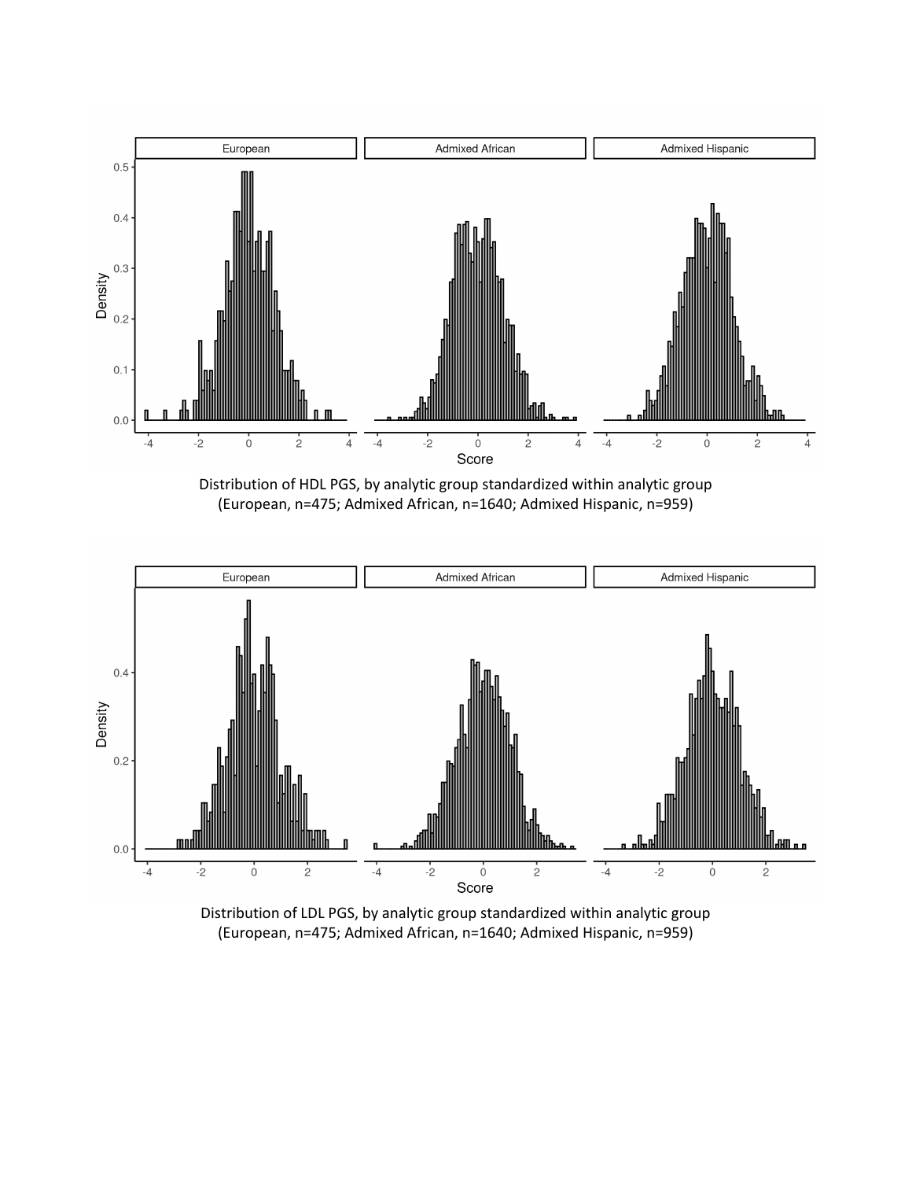Distribution of HDL PGS, by analytic group standardized within analytic group
(European, n=475; Admixed African, n=1640; Admixed Hispanic, n=959)

Distribution of LDL PGS, by analytic group standardized within analytic group
(European, n=475; Admixed African, n=1640; Admixed Hispanic, n=959)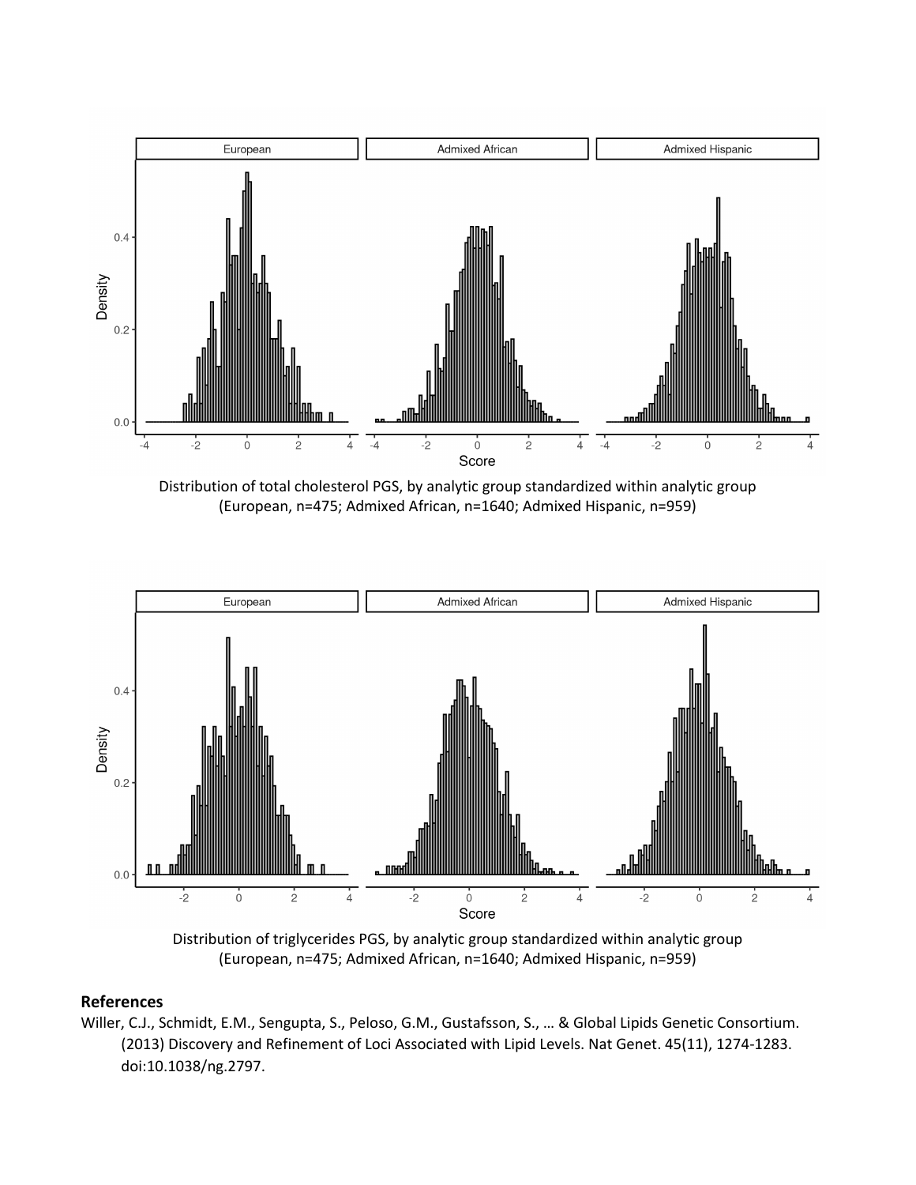Distribution of total cholesterol PGS, by analytic group standardized within analytic group (European, n=475; Admixed African, n=1640; Admixed Hispanic, n=959)

Distribution of triglycerides PGS, by analytic group standardized within analytic group (European, n=475; Admixed African, n=1640; Admixed Hispanic, n=959)

## References

Willer, C.J., Schmidt, E.M., Sengupta, S., Peloso, G.M., Gustafsson, S., … & Global Lipids Genetic Consortium. (2013) Discovery and Refinement of Loci Associated with Lipid Levels. Nat Genet. 45(11), 1274-1283. doi:10.1038/ng.2797.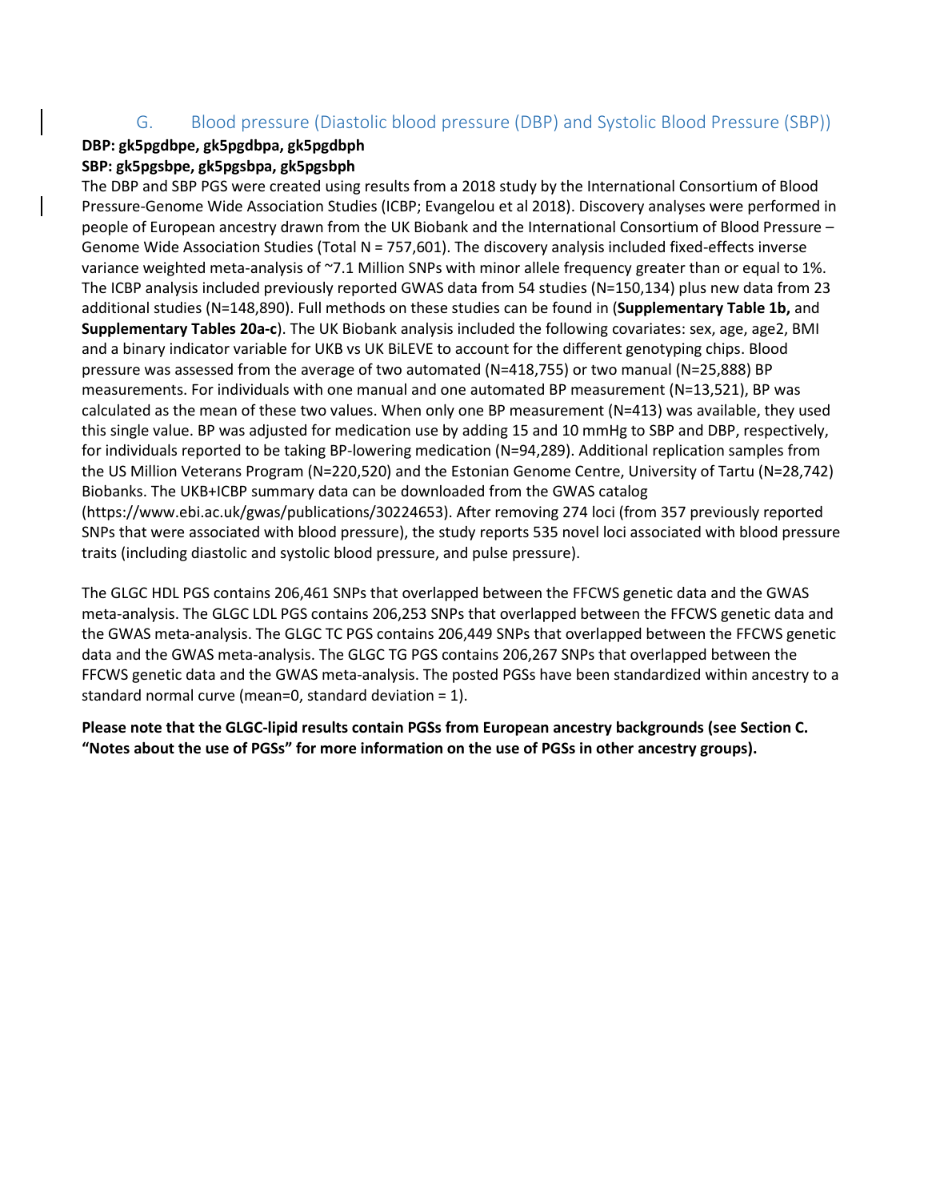## G. Blood pressure (Diastolic blood pressure (DBP) and Systolic Blood Pressure (SBP))

**DBP: gk5pgdbpe, gk5pgdbpa, gk5pgdbph**
**SBP: gk5pgsbpe, gk5pgsbpa, gk5pgsbph**

The DBP and SBP PGS were created using results from a 2018 study by the International Consortium of Blood Pressure-Genome Wide Association Studies (ICBP; Evangelou et al 2018). Discovery analyses were performed in people of European ancestry drawn from the UK Biobank and the International Consortium of Blood Pressure – Genome Wide Association Studies (Total N = 757,601). The discovery analysis included fixed-effects inverse variance weighted meta-analysis of ~7.1 Million SNPs with minor allele frequency greater than or equal to 1%. The ICBP analysis included previously reported GWAS data from 54 studies (N=150,134) plus new data from 23 additional studies (N=148,890). Full methods on these studies can be found in (**Supplementary Table 1b,** and **Supplementary Tables 20a-c**). The UK Biobank analysis included the following covariates: sex, age, age2, BMI and a binary indicator variable for UKB vs UK BiLEVE to account for the different genotyping chips. Blood pressure was assessed from the average of two automated (N=418,755) or two manual (N=25,888) BP measurements. For individuals with one manual and one automated BP measurement (N=13,521), BP was calculated as the mean of these two values. When only one BP measurement (N=413) was available, they used this single value. BP was adjusted for medication use by adding 15 and 10 mmHg to SBP and DBP, respectively, for individuals reported to be taking BP-lowering medication (N=94,289). Additional replication samples from the US Million Veterans Program (N=220,520) and the Estonian Genome Centre, University of Tartu (N=28,742) Biobanks. The UKB+ICBP summary data can be downloaded from the GWAS catalog (https://www.ebi.ac.uk/gwas/publications/30224653). After removing 274 loci (from 357 previously reported SNPs that were associated with blood pressure), the study reports 535 novel loci associated with blood pressure traits (including diastolic and systolic blood pressure, and pulse pressure).

The GLGC HDL PGS contains 206,461 SNPs that overlapped between the FFCWS genetic data and the GWAS meta-analysis. The GLGC LDL PGS contains 206,253 SNPs that overlapped between the FFCWS genetic data and the GWAS meta-analysis. The GLGC TC PGS contains 206,449 SNPs that overlapped between the FFCWS genetic data and the GWAS meta-analysis. The GLGC TG PGS contains 206,267 SNPs that overlapped between the FFCWS genetic data and the GWAS meta-analysis. The posted PGSs have been standardized within ancestry to a standard normal curve (mean=0, standard deviation = 1).

**Please note that the GLGC-lipid results contain PGSs from European ancestry backgrounds (see Section C. "Notes about the use of PGSs" for more information on the use of PGSs in other ancestry groups).**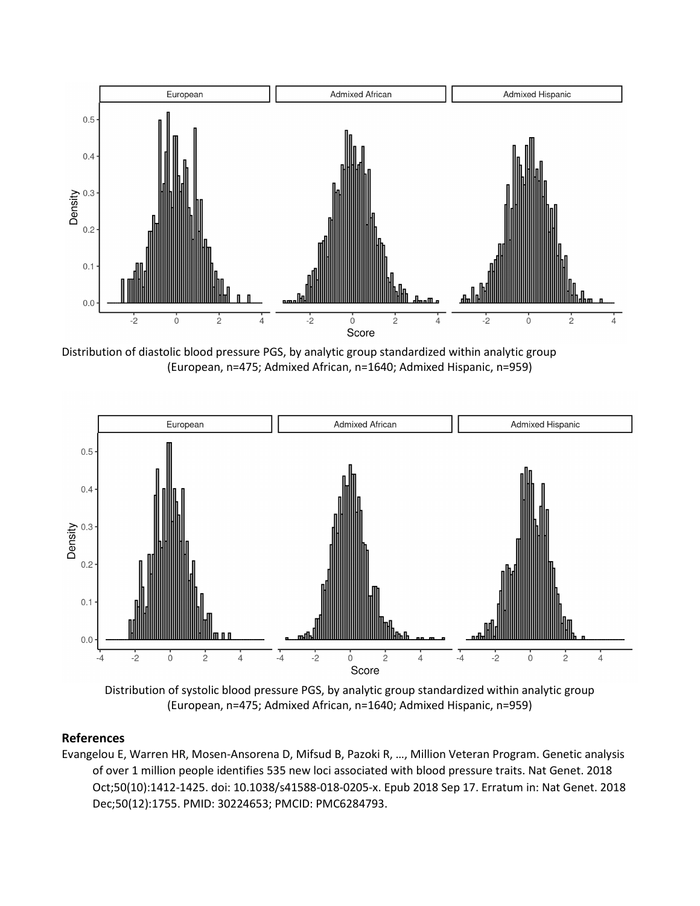European

Admixed African

Admixed Hispanic

Density

0.5
0.4
0.3
0.2
0.1
0.0

-2 0 2 4

-2 0 2 4

-2 0 2 4

Score

Distribution of diastolic blood pressure PGS, by analytic group standardized within analytic group (European, n=475; Admixed African, n=1640; Admixed Hispanic, n=959)

European

Admixed African

Admixed Hispanic

Density

0.5
0.4
0.3
0.2
0.1
0.0

-4 -2 0 2 4

-4 -2 0 2 4

-4 -2 0 2 4

Score

Distribution of systolic blood pressure PGS, by analytic group standardized within analytic group (European, n=475; Admixed African, n=1640; Admixed Hispanic, n=959)

## References

Evangelou E, Warren HR, Mosen-Ansorena D, Mifsud B, Pazoki R, …, Million Veteran Program. Genetic analysis of over 1 million people identifies 535 new loci associated with blood pressure traits. Nat Genet. 2018 Oct;50(10):1412-1425. doi: 10.1038/s41588-018-0205-x. Epub 2018 Sep 17. Erratum in: Nat Genet. 2018 Dec;50(12):1755. PMID: 30224653; PMCID: PMC6284793.